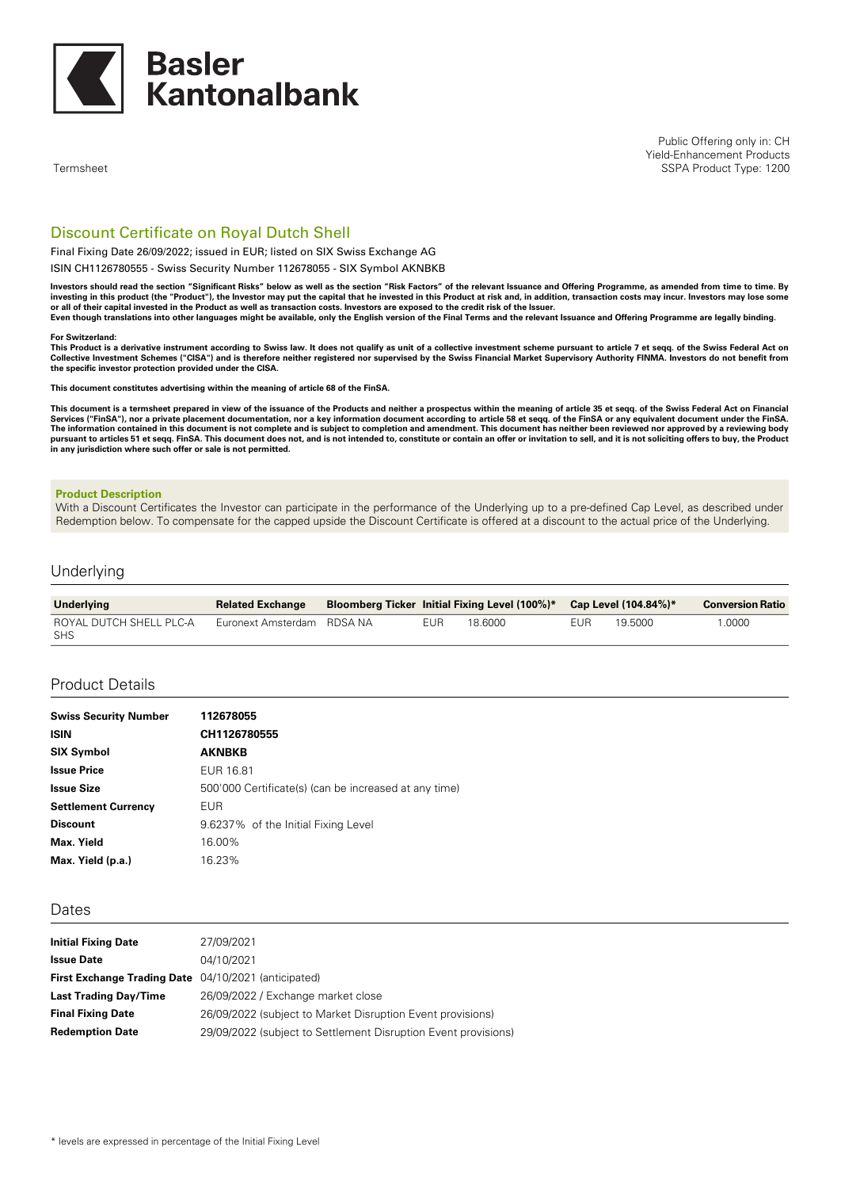Basler Kantonalbank

Termsheet

Public Offering only in: CH
Yield-Enhancement Products
SSPA Product Type: 1200

## Discount Certificate on Royal Dutch Shell

Final Fixing Date 26/09/2022; issued in EUR; listed on SIX Swiss Exchange AG

ISIN CH1126780555 - Swiss Security Number 112678055 - SIX Symbol AKNBKB

**Investors should read the section "Significant Risks" below as well as the section "Risk Factors" of the relevant Issuance and Offering Programme, as amended from time to time. By investing in this product (the "Product"), the Investor may put the capital that he invested in this Product at risk and, in addition, transaction costs may incur. Investors may lose some or all of their capital invested in the Product as well as transaction costs. Investors are exposed to the credit risk of the Issuer.**
**Even though translations into other languages might be available, only the English version of the Final Terms and the relevant Issuance and Offering Programme are legally binding.**

**For Switzerland:**
**This Product is a derivative instrument according to Swiss law. It does not qualify as unit of a collective investment scheme pursuant to article 7 et seqq. of the Swiss Federal Act on Collective Investment Schemes ("CISA") and is therefore neither registered nor supervised by the Swiss Financial Market Supervisory Authority FINMA. Investors do not benefit from the specific investor protection provided under the CISA.**

**This document constitutes advertising within the meaning of article 68 of the FinSA.**

**This document is a termsheet prepared in view of the issuance of the Products and neither a prospectus within the meaning of article 35 et seqq. of the Swiss Federal Act on Financial Services ("FinSA"), nor a private placement documentation, nor a key information document according to article 58 et seqq. of the FinSA or any equivalent document under the FinSA. The information contained in this document is not complete and is subject to completion and amendment. This document has neither been reviewed nor approved by a reviewing body pursuant to articles 51 et seqq. FinSA. This document does not, and is not intended to, constitute or contain an offer or invitation to sell, and it is not soliciting offers to buy, the Product in any jurisdiction where such offer or sale is not permitted.**

**Product Description**

With a Discount Certificates the Investor can participate in the performance of the Underlying up to a pre-defined Cap Level, as described under Redemption below. To compensate for the capped upside the Discount Certificate is offered at a discount to the actual price of the Underlying.

## Underlying

| Underlying | Related Exchange | Bloomberg Ticker | Initial Fixing Level (100%)* | Cap Level (104.84%)* | Conversion Ratio |
|---|---|---|---|---|---|
| ROYAL DUTCH SHELL PLC-A SHS | Euronext Amsterdam | RDSA NA | EUR 18.6000 | EUR 19.5000 | 1.0000 |

## Product Details

| | |
|---|---|
| **Swiss Security Number** | **112678055** |
| **ISIN** | **CH1126780555** |
| **SIX Symbol** | **AKNBKB** |
| **Issue Price** | EUR 16.81 |
| **Issue Size** | 500'000 Certificate(s) (can be increased at any time) |
| **Settlement Currency** | EUR |
| **Discount** | 9.6237% of the Initial Fixing Level |
| **Max. Yield** | 16.00% |
| **Max. Yield (p.a.)** | 16.23% |

## Dates

| | |
|---|---|
| **Initial Fixing Date** | 27/09/2021 |
| **Issue Date** | 04/10/2021 |
| **First Exchange Trading Date** | 04/10/2021 (anticipated) |
| **Last Trading Day/Time** | 26/09/2022 / Exchange market close |
| **Final Fixing Date** | 26/09/2022 (subject to Market Disruption Event provisions) |
| **Redemption Date** | 29/09/2022 (subject to Settlement Disruption Event provisions) |

\* levels are expressed in percentage of the Initial Fixing Level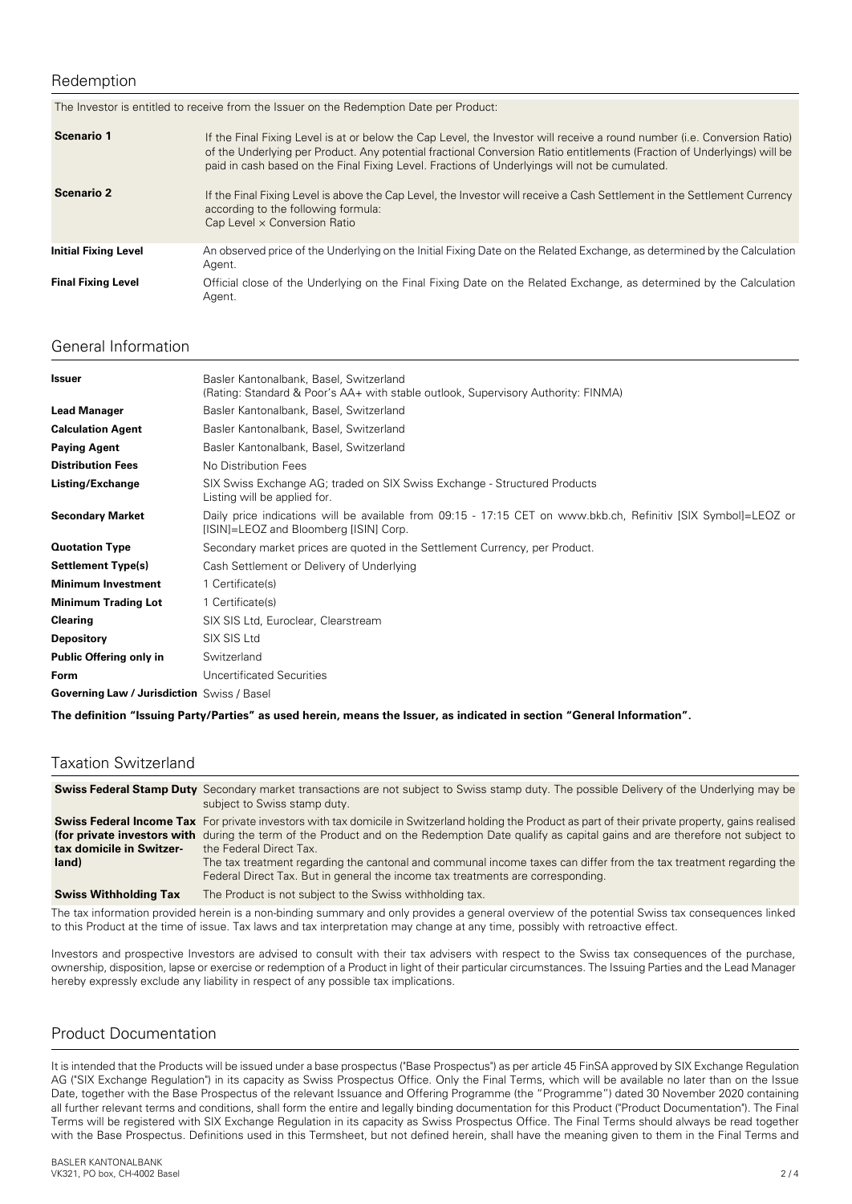## Redemption

| The Investor is entitled to receive from the Issuer on the Redemption Date per Product: | |
|---|---|
| **Scenario 1** | If the Final Fixing Level is at or below the Cap Level, the Investor will receive a round number (i.e. Conversion Ratio) of the Underlying per Product. Any potential fractional Conversion Ratio entitlements (Fraction of Underlyings) will be paid in cash based on the Final Fixing Level. Fractions of Underlyings will not be cumulated. |
| **Scenario 2** | If the Final Fixing Level is above the Cap Level, the Investor will receive a Cash Settlement in the Settlement Currency according to the following formula:<br>Cap Level × Conversion Ratio |
| **Initial Fixing Level** | An observed price of the Underlying on the Initial Fixing Date on the Related Exchange, as determined by the Calculation Agent. |
| **Final Fixing Level** | Official close of the Underlying on the Final Fixing Date on the Related Exchange, as determined by the Calculation Agent. |

## General Information

| | |
|---|---|
| **Issuer** | Basler Kantonalbank, Basel, Switzerland<br>(Rating: Standard & Poor's AA+ with stable outlook, Supervisory Authority: FINMA) |
| **Lead Manager** | Basler Kantonalbank, Basel, Switzerland |
| **Calculation Agent** | Basler Kantonalbank, Basel, Switzerland |
| **Paying Agent** | Basler Kantonalbank, Basel, Switzerland |
| **Distribution Fees** | No Distribution Fees |
| **Listing/Exchange** | SIX Swiss Exchange AG; traded on SIX Swiss Exchange - Structured Products<br>Listing will be applied for. |
| **Secondary Market** | Daily price indications will be available from 09:15 - 17:15 CET on www.bkb.ch, Refinitiv [SIX Symbol]=LEOZ or [ISIN]=LEOZ and Bloomberg [ISIN] Corp. |
| **Quotation Type** | Secondary market prices are quoted in the Settlement Currency, per Product. |
| **Settlement Type(s)** | Cash Settlement or Delivery of Underlying |
| **Minimum Investment** | 1 Certificate(s) |
| **Minimum Trading Lot** | 1 Certificate(s) |
| **Clearing** | SIX SIS Ltd, Euroclear, Clearstream |
| **Depository** | SIX SIS Ltd |
| **Public Offering only in** | Switzerland |
| **Form** | Uncertificated Securities |
| **Governing Law / Jurisdiction** | Swiss / Basel |

**The definition "Issuing Party/Parties" as used herein, means the Issuer, as indicated in section "General Information".**

## Taxation Switzerland

| | |
|---|---|
| **Swiss Federal Stamp Duty** | Secondary market transactions are not subject to Swiss stamp duty. The possible Delivery of the Underlying may be subject to Swiss stamp duty. |
| **Swiss Federal Income Tax (for private investors with tax domicile in Switzerland)** | For private investors with tax domicile in Switzerland holding the Product as part of their private property, gains realised during the term of the Product and on the Redemption Date qualify as capital gains and are therefore not subject to the Federal Direct Tax.<br>The tax treatment regarding the cantonal and communal income taxes can differ from the tax treatment regarding the Federal Direct Tax. But in general the income tax treatments are corresponding. |
| **Swiss Withholding Tax** | The Product is not subject to the Swiss withholding tax. |

The tax information provided herein is a non-binding summary and only provides a general overview of the potential Swiss tax consequences linked to this Product at the time of issue. Tax laws and tax interpretation may change at any time, possibly with retroactive effect.

Investors and prospective Investors are advised to consult with their tax advisers with respect to the Swiss tax consequences of the purchase, ownership, disposition, lapse or exercise or redemption of a Product in light of their particular circumstances. The Issuing Parties and the Lead Manager hereby expressly exclude any liability in respect of any possible tax implications.

## Product Documentation

It is intended that the Products will be issued under a base prospectus ("Base Prospectus") as per article 45 FinSA approved by SIX Exchange Regulation AG ("SIX Exchange Regulation") in its capacity as Swiss Prospectus Office. Only the Final Terms, which will be available no later than on the Issue Date, together with the Base Prospectus of the relevant Issuance and Offering Programme (the "Programme") dated 30 November 2020 containing all further relevant terms and conditions, shall form the entire and legally binding documentation for this Product ("Product Documentation"). The Final Terms will be registered with SIX Exchange Regulation in its capacity as Swiss Prospectus Office. The Final Terms should always be read together with the Base Prospectus. Definitions used in this Termsheet, but not defined herein, shall have the meaning given to them in the Final Terms and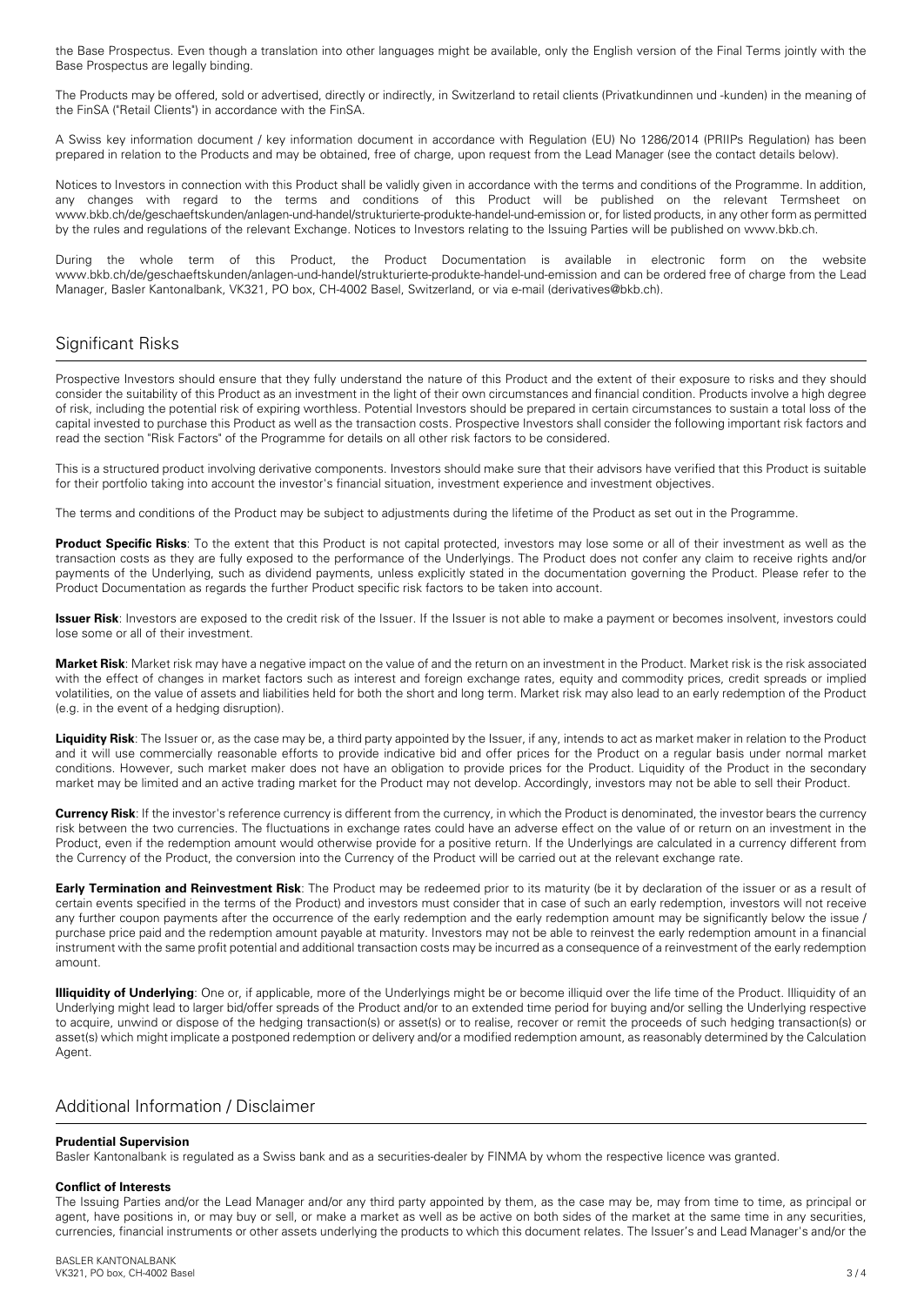the Base Prospectus. Even though a translation into other languages might be available, only the English version of the Final Terms jointly with the Base Prospectus are legally binding.

The Products may be offered, sold or advertised, directly or indirectly, in Switzerland to retail clients (Privatkundinnen und -kunden) in the meaning of the FinSA ("Retail Clients") in accordance with the FinSA.

A Swiss key information document / key information document in accordance with Regulation (EU) No 1286/2014 (PRIIPs Regulation) has been prepared in relation to the Products and may be obtained, free of charge, upon request from the Lead Manager (see the contact details below).

Notices to Investors in connection with this Product shall be validly given in accordance with the terms and conditions of the Programme. In addition, any changes with regard to the terms and conditions of this Product will be published on the relevant Termsheet on www.bkb.ch/de/geschaeftskunden/anlagen-und-handel/strukturierte-produkte-handel-und-emission or, for listed products, in any other form as permitted by the rules and regulations of the relevant Exchange. Notices to Investors relating to the Issuing Parties will be published on www.bkb.ch.

During the whole term of this Product, the Product Documentation is available in electronic form on the website www.bkb.ch/de/geschaeftskunden/anlagen-und-handel/strukturierte-produkte-handel-und-emission and can be ordered free of charge from the Lead Manager, Basler Kantonalbank, VK321, PO box, CH-4002 Basel, Switzerland, or via e-mail (derivatives@bkb.ch).

## Significant Risks

Prospective Investors should ensure that they fully understand the nature of this Product and the extent of their exposure to risks and they should consider the suitability of this Product as an investment in the light of their own circumstances and financial condition. Products involve a high degree of risk, including the potential risk of expiring worthless. Potential Investors should be prepared in certain circumstances to sustain a total loss of the capital invested to purchase this Product as well as the transaction costs. Prospective Investors shall consider the following important risk factors and read the section "Risk Factors" of the Programme for details on all other risk factors to be considered.

This is a structured product involving derivative components. Investors should make sure that their advisors have verified that this Product is suitable for their portfolio taking into account the investor's financial situation, investment experience and investment objectives.

The terms and conditions of the Product may be subject to adjustments during the lifetime of the Product as set out in the Programme.

**Product Specific Risks**: To the extent that this Product is not capital protected, investors may lose some or all of their investment as well as the transaction costs as they are fully exposed to the performance of the Underlyings. The Product does not confer any claim to receive rights and/or payments of the Underlying, such as dividend payments, unless explicitly stated in the documentation governing the Product. Please refer to the Product Documentation as regards the further Product specific risk factors to be taken into account.

**Issuer Risk**: Investors are exposed to the credit risk of the Issuer. If the Issuer is not able to make a payment or becomes insolvent, investors could lose some or all of their investment.

**Market Risk**: Market risk may have a negative impact on the value of and the return on an investment in the Product. Market risk is the risk associated with the effect of changes in market factors such as interest and foreign exchange rates, equity and commodity prices, credit spreads or implied volatilities, on the value of assets and liabilities held for both the short and long term. Market risk may also lead to an early redemption of the Product (e.g. in the event of a hedging disruption).

**Liquidity Risk**: The Issuer or, as the case may be, a third party appointed by the Issuer, if any, intends to act as market maker in relation to the Product and it will use commercially reasonable efforts to provide indicative bid and offer prices for the Product on a regular basis under normal market conditions. However, such market maker does not have an obligation to provide prices for the Product. Liquidity of the Product in the secondary market may be limited and an active trading market for the Product may not develop. Accordingly, investors may not be able to sell their Product.

**Currency Risk**: If the investor's reference currency is different from the currency, in which the Product is denominated, the investor bears the currency risk between the two currencies. The fluctuations in exchange rates could have an adverse effect on the value of or return on an investment in the Product, even if the redemption amount would otherwise provide for a positive return. If the Underlyings are calculated in a currency different from the Currency of the Product, the conversion into the Currency of the Product will be carried out at the relevant exchange rate.

**Early Termination and Reinvestment Risk**: The Product may be redeemed prior to its maturity (be it by declaration of the issuer or as a result of certain events specified in the terms of the Product) and investors must consider that in case of such an early redemption, investors will not receive any further coupon payments after the occurrence of the early redemption and the early redemption amount may be significantly below the issue / purchase price paid and the redemption amount payable at maturity. Investors may not be able to reinvest the early redemption amount in a financial instrument with the same profit potential and additional transaction costs may be incurred as a consequence of a reinvestment of the early redemption amount.

**Illiquidity of Underlying**: One or, if applicable, more of the Underlyings might be or become illiquid over the life time of the Product. Illiquidity of an Underlying might lead to larger bid/offer spreads of the Product and/or to an extended time period for buying and/or selling the Underlying respective to acquire, unwind or dispose of the hedging transaction(s) or asset(s) or to realise, recover or remit the proceeds of such hedging transaction(s) or asset(s) which might implicate a postponed redemption or delivery and/or a modified redemption amount, as reasonably determined by the Calculation Agent.

## Additional Information / Disclaimer

**Prudential Supervision**

Basler Kantonalbank is regulated as a Swiss bank and as a securities-dealer by FINMA by whom the respective licence was granted.

**Conflict of Interests**

The Issuing Parties and/or the Lead Manager and/or any third party appointed by them, as the case may be, may from time to time, as principal or agent, have positions in, or may buy or sell, or make a market as well as be active on both sides of the market at the same time in any securities, currencies, financial instruments or other assets underlying the products to which this document relates. The Issuer's and Lead Manager's and/or the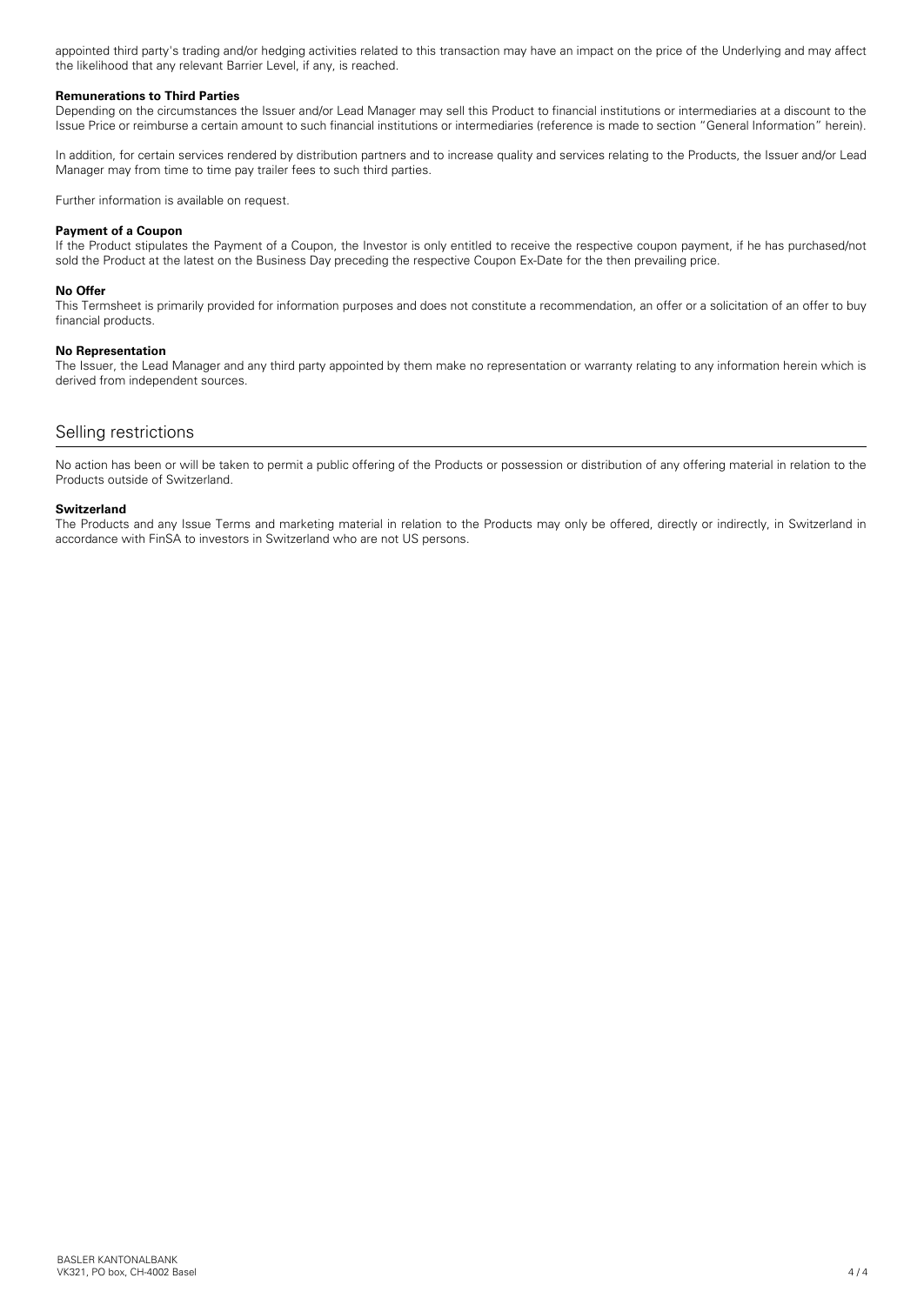appointed third party's trading and/or hedging activities related to this transaction may have an impact on the price of the Underlying and may affect the likelihood that any relevant Barrier Level, if any, is reached.

**Remunerations to Third Parties**

Depending on the circumstances the Issuer and/or Lead Manager may sell this Product to financial institutions or intermediaries at a discount to the Issue Price or reimburse a certain amount to such financial institutions or intermediaries (reference is made to section "General Information" herein).

In addition, for certain services rendered by distribution partners and to increase quality and services relating to the Products, the Issuer and/or Lead Manager may from time to time pay trailer fees to such third parties.

Further information is available on request.

**Payment of a Coupon**

If the Product stipulates the Payment of a Coupon, the Investor is only entitled to receive the respective coupon payment, if he has purchased/not sold the Product at the latest on the Business Day preceding the respective Coupon Ex-Date for the then prevailing price.

**No Offer**

This Termsheet is primarily provided for information purposes and does not constitute a recommendation, an offer or a solicitation of an offer to buy financial products.

**No Representation**

The Issuer, the Lead Manager and any third party appointed by them make no representation or warranty relating to any information herein which is derived from independent sources.

## Selling restrictions

No action has been or will be taken to permit a public offering of the Products or possession or distribution of any offering material in relation to the Products outside of Switzerland.

**Switzerland**

The Products and any Issue Terms and marketing material in relation to the Products may only be offered, directly or indirectly, in Switzerland in accordance with FinSA to investors in Switzerland who are not US persons.